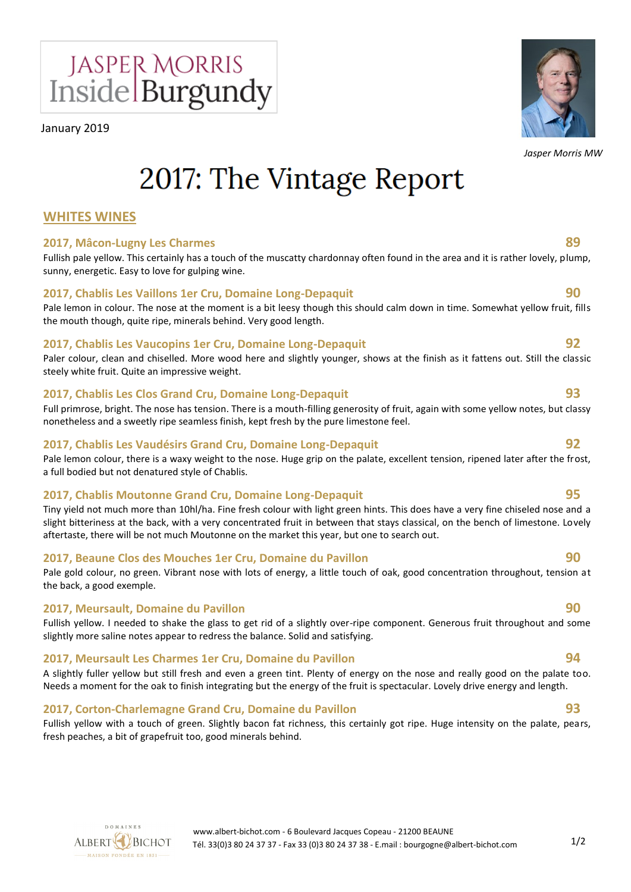JASPER MORRIS
Inside|Burgundy

January 2019

*Jasper Morris MW*

# 2017: The Vintage Report

## WHITES WINES

### 2017, Mâcon-Lugny Les Charmes — 89

Fullish pale yellow. This certainly has a touch of the muscatty chardonnay often found in the area and it is rather lovely, plump, sunny, energetic. Easy to love for gulping wine.

### 2017, Chablis Les Vaillons 1er Cru, Domaine Long-Depaquit — 90

Pale lemon in colour. The nose at the moment is a bit leesy though this should calm down in time. Somewhat yellow fruit, fills the mouth though, quite ripe, minerals behind. Very good length.

### 2017, Chablis Les Vaucopins 1er Cru, Domaine Long-Depaquit — 92

Paler colour, clean and chiselled. More wood here and slightly younger, shows at the finish as it fattens out. Still the classic steely white fruit. Quite an impressive weight.

### 2017, Chablis Les Clos Grand Cru, Domaine Long-Depaquit — 93

Full primrose, bright. The nose has tension. There is a mouth-filling generosity of fruit, again with some yellow notes, but classy nonetheless and a sweetly ripe seamless finish, kept fresh by the pure limestone feel.

### 2017, Chablis Les Vaudésirs Grand Cru, Domaine Long-Depaquit — 92

Pale lemon colour, there is a waxy weight to the nose. Huge grip on the palate, excellent tension, ripened later after the frost, a full bodied but not denatured style of Chablis.

### 2017, Chablis Moutonne Grand Cru, Domaine Long-Depaquit — 95

Tiny yield not much more than 10hl/ha. Fine fresh colour with light green hints. This does have a very fine chiseled nose and a slight bitteriness at the back, with a very concentrated fruit in between that stays classical, on the bench of limestone. Lovely aftertaste, there will be not much Moutonne on the market this year, but one to search out.

### 2017, Beaune Clos des Mouches 1er Cru, Domaine du Pavillon — 90

Pale gold colour, no green. Vibrant nose with lots of energy, a little touch of oak, good concentration throughout, tension at the back, a good exemple.

### 2017, Meursault, Domaine du Pavillon — 90

Fullish yellow. I needed to shake the glass to get rid of a slightly over-ripe component. Generous fruit throughout and some slightly more saline notes appear to redress the balance. Solid and satisfying.

### 2017, Meursault Les Charmes 1er Cru, Domaine du Pavillon — 94

A slightly fuller yellow but still fresh and even a green tint. Plenty of energy on the nose and really good on the palate too. Needs a moment for the oak to finish integrating but the energy of the fruit is spectacular. Lovely drive energy and length.

### 2017, Corton-Charlemagne Grand Cru, Domaine du Pavillon — 93

Fullish yellow with a touch of green. Slightly bacon fat richness, this certainly got ripe. Huge intensity on the palate, pears, fresh peaches, a bit of grapefruit too, good minerals behind.

DOMAINES ALBERT BICHOT — MAISON FONDÉE EN 1831

www.albert-bichot.com - 6 Boulevard Jacques Copeau - 21200 BEAUNE
Tél. 33(0)3 80 24 37 37 - Fax 33 (0)3 80 24 37 38 - E.mail : bourgogne@albert-bichot.com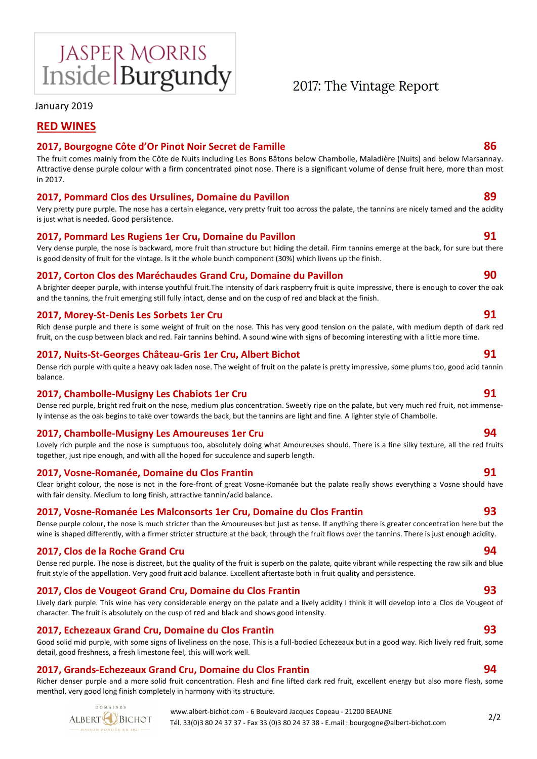JASPER MORRIS
Inside Burgundy

2017: The Vintage Report

January 2019

## RED WINES

### 2017, Bourgogne Côte d'Or Pinot Noir Secret de Famille — 86

The fruit comes mainly from the Côte de Nuits including Les Bons Bâtons below Chambolle, Maladière (Nuits) and below Marsannay. Attractive dense purple colour with a firm concentrated pinot nose. There is a significant volume of dense fruit here, more than most in 2017.

### 2017, Pommard Clos des Ursulines, Domaine du Pavillon — 89

Very pretty pure purple. The nose has a certain elegance, very pretty fruit too across the palate, the tannins are nicely tamed and the acidity is just what is needed. Good persistence.

### 2017, Pommard Les Rugiens 1er Cru, Domaine du Pavillon — 91

Very dense purple, the nose is backward, more fruit than structure but hiding the detail. Firm tannins emerge at the back, for sure but there is good density of fruit for the vintage. Is it the whole bunch component (30%) which livens up the finish.

### 2017, Corton Clos des Maréchaudes Grand Cru, Domaine du Pavillon — 90

A brighter deeper purple, with intense youthful fruit.The intensity of dark raspberry fruit is quite impressive, there is enough to cover the oak and the tannins, the fruit emerging still fully intact, dense and on the cusp of red and black at the finish.

### 2017, Morey-St-Denis Les Sorbets 1er Cru — 91

Rich dense purple and there is some weight of fruit on the nose. This has very good tension on the palate, with medium depth of dark red fruit, on the cusp between black and red. Fair tannins behind. A sound wine with signs of becoming interesting with a little more time.

### 2017, Nuits-St-Georges Château-Gris 1er Cru, Albert Bichot — 91

Dense rich purple with quite a heavy oak laden nose. The weight of fruit on the palate is pretty impressive, some plums too, good acid tannin balance.

### 2017, Chambolle-Musigny Les Chabiots 1er Cru — 91

Dense red purple, bright red fruit on the nose, medium plus concentration. Sweetly ripe on the palate, but very much red fruit, not immensely intense as the oak begins to take over towards the back, but the tannins are light and fine. A lighter style of Chambolle.

### 2017, Chambolle-Musigny Les Amoureuses 1er Cru — 94

Lovely rich purple and the nose is sumptuous too, absolutely doing what Amoureuses should. There is a fine silky texture, all the red fruits together, just ripe enough, and with all the hoped for succulence and superb length.

### 2017, Vosne-Romanée, Domaine du Clos Frantin — 91

Clear bright colour, the nose is not in the fore-front of great Vosne-Romanée but the palate really shows everything a Vosne should have with fair density. Medium to long finish, attractive tannin/acid balance.

### 2017, Vosne-Romanée Les Malconsorts 1er Cru, Domaine du Clos Frantin — 93

Dense purple colour, the nose is much stricter than the Amoureuses but just as tense. If anything there is greater concentration here but the wine is shaped differently, with a firmer stricter structure at the back, through the fruit flows over the tannins. There is just enough acidity.

### 2017, Clos de la Roche Grand Cru — 94

Dense red purple. The nose is discreet, but the quality of the fruit is superb on the palate, quite vibrant while respecting the raw silk and blue fruit style of the appellation. Very good fruit acid balance. Excellent aftertaste both in fruit quality and persistence.

### 2017, Clos de Vougeot Grand Cru, Domaine du Clos Frantin — 93

Lively dark purple. This wine has very considerable energy on the palate and a lively acidity I think it will develop into a Clos de Vougeot of character. The fruit is absolutely on the cusp of red and black and shows good intensity.

### 2017, Echezeaux Grand Cru, Domaine du Clos Frantin — 93

Good solid mid purple, with some signs of liveliness on the nose. This is a full-bodied Echezeaux but in a good way. Rich lively red fruit, some detail, good freshness, a fresh limestone feel, this will work well.

### 2017, Grands-Echezeaux Grand Cru, Domaine du Clos Frantin — 94

Richer denser purple and a more solid fruit concentration. Flesh and fine lifted dark red fruit, excellent energy but also more flesh, some menthol, very good long finish completely in harmony with its structure.

DOMAINES ALBERT BICHOT — MAISON FONDÉE EN 1831

www.albert-bichot.com - 6 Boulevard Jacques Copeau - 21200 BEAUNE
Tél. 33(0)3 80 24 37 37 - Fax 33 (0)3 80 24 37 38 - E.mail : bourgogne@albert-bichot.com